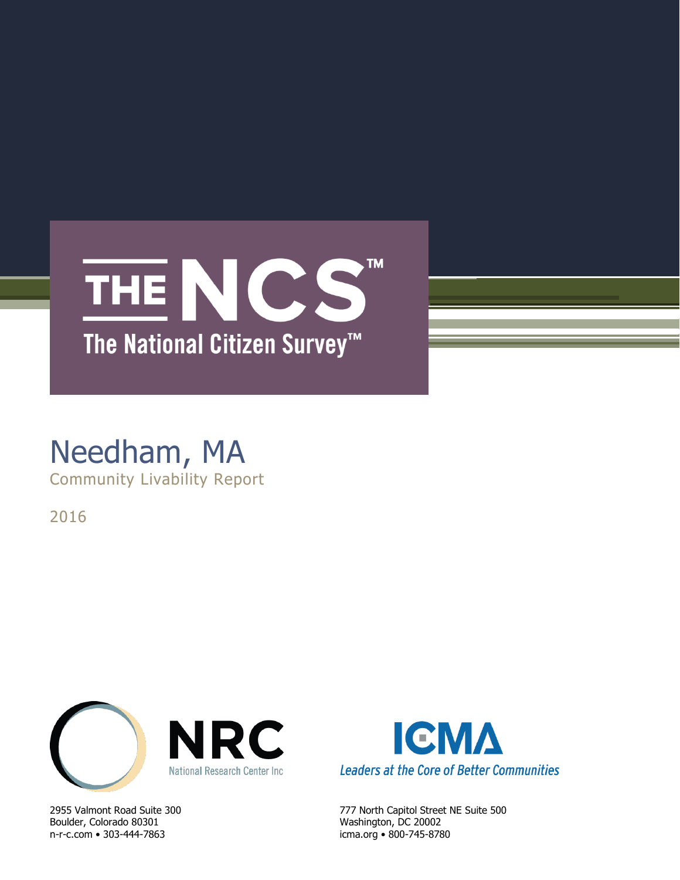# THE NCS™

## The National Citizen Survey™

# Needham, MA

Community Livability Report

2016

NRC
National Research Center Inc

2955 Valmont Road Suite 300
Boulder, Colorado 80301
n-r-c.com • 303-444-7863

ICMA
*Leaders at the Core of Better Communities*

777 North Capitol Street NE Suite 500
Washington, DC 20002
icma.org • 800-745-8780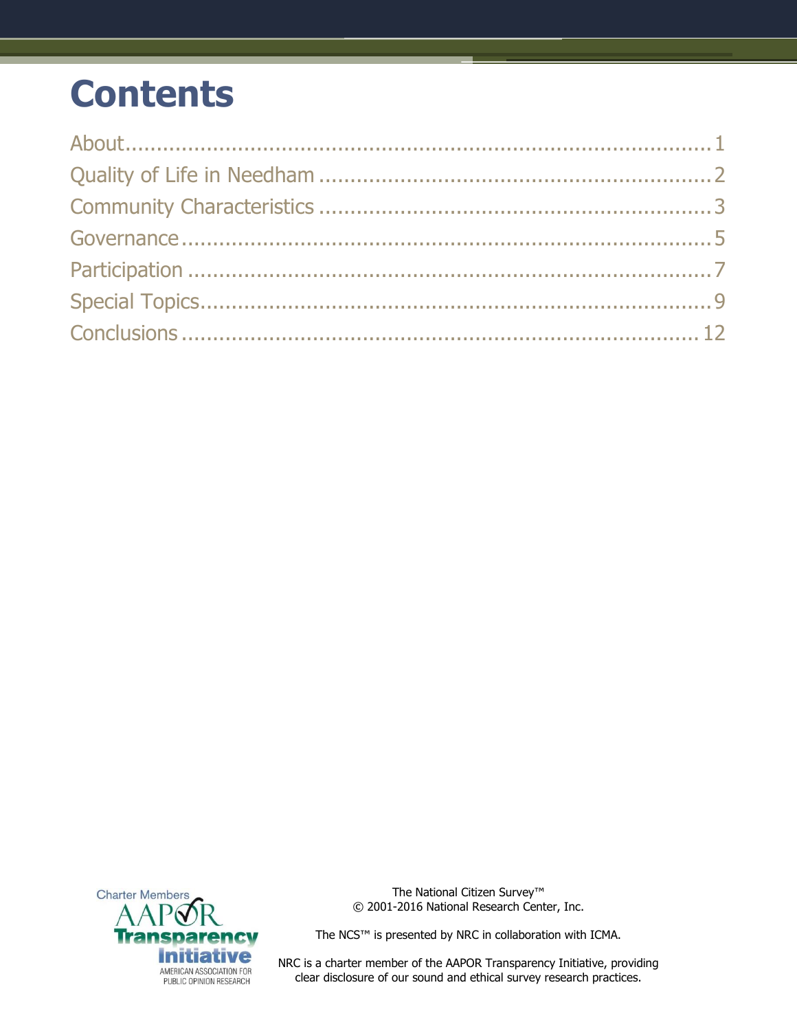# Contents

About ........................................................................................ 1
Quality of Life in Needham ............................................................. 2
Community Characteristics ............................................................. 3
Governance .................................................................................. 5
Participation ................................................................................ 7
Special Topics .............................................................................. 9
Conclusions ................................................................................ 12

Charter Members AAPOR Transparency Initiative
AMERICAN ASSOCIATION FOR PUBLIC OPINION RESEARCH

The National Citizen Survey™
© 2001-2016 National Research Center, Inc.

The NCS™ is presented by NRC in collaboration with ICMA.

NRC is a charter member of the AAPOR Transparency Initiative, providing clear disclosure of our sound and ethical survey research practices.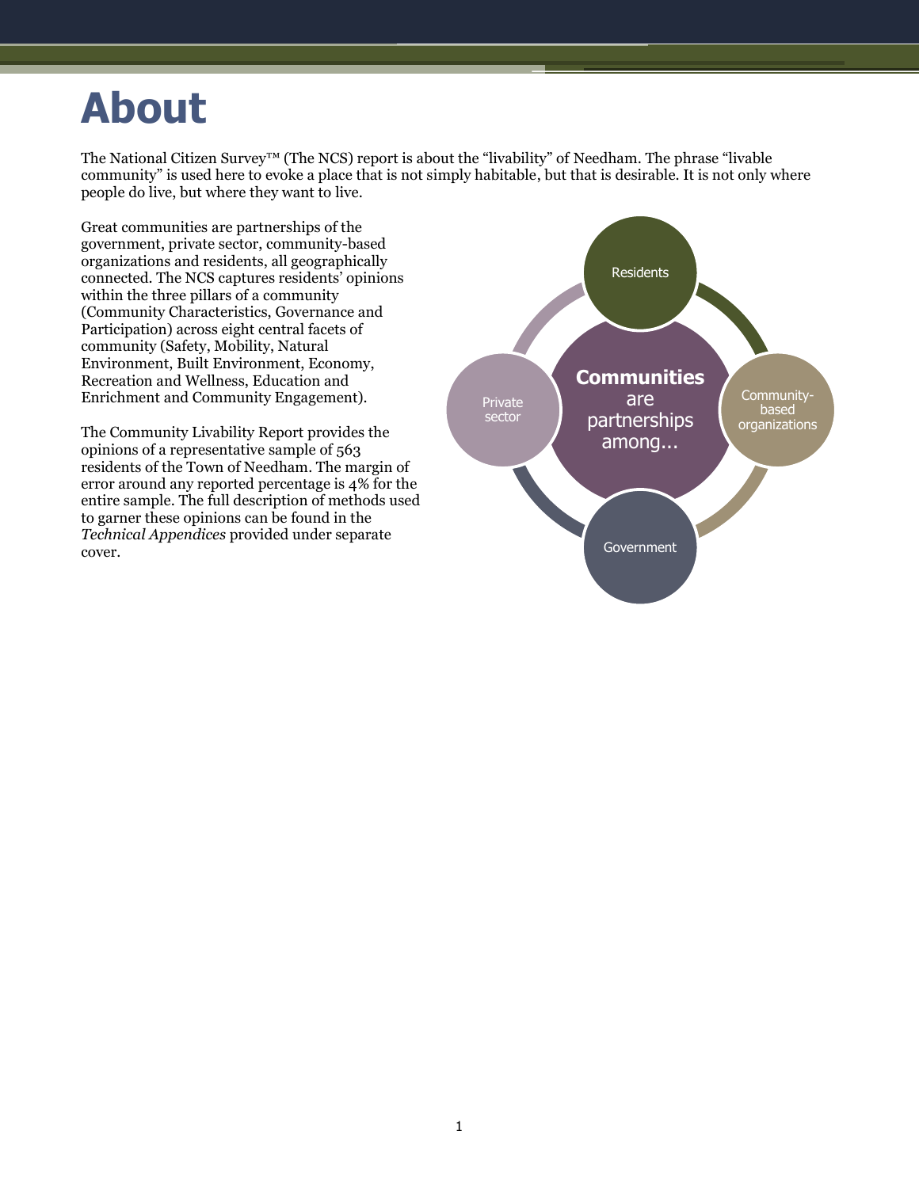# About

The National Citizen Survey™ (The NCS) report is about the "livability" of Needham. The phrase "livable community" is used here to evoke a place that is not simply habitable, but that is desirable. It is not only where people do live, but where they want to live.

Great communities are partnerships of the government, private sector, community-based organizations and residents, all geographically connected. The NCS captures residents' opinions within the three pillars of a community (Community Characteristics, Governance and Participation) across eight central facets of community (Safety, Mobility, Natural Environment, Built Environment, Economy, Recreation and Wellness, Education and Enrichment and Community Engagement).

The Community Livability Report provides the opinions of a representative sample of 563 residents of the Town of Needham. The margin of error around any reported percentage is 4% for the entire sample. The full description of methods used to garner these opinions can be found in the *Technical Appendices* provided under separate cover.

**Communities** are partnerships among...

Residents

Community-based organizations

Government

Private sector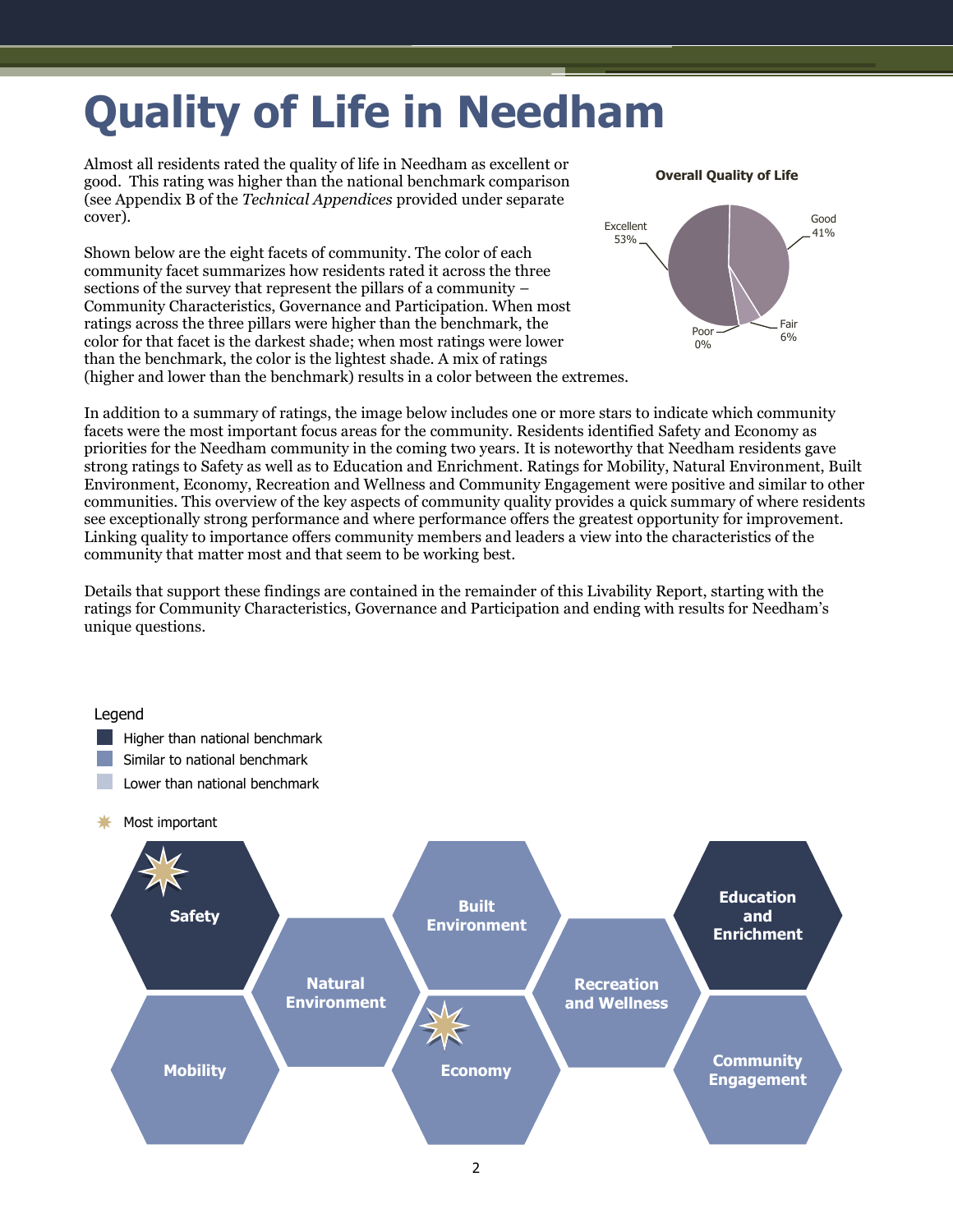# Quality of Life in Needham

Almost all residents rated the quality of life in Needham as excellent or good. This rating was higher than the national benchmark comparison (see Appendix B of the *Technical Appendices* provided under separate cover).

**Overall Quality of Life**

| Rating | Percent |
|---|---|
| Excellent | 53% |
| Good | 41% |
| Fair | 6% |
| Poor | 0% |

Shown below are the eight facets of community. The color of each community facet summarizes how residents rated it across the three sections of the survey that represent the pillars of a community – Community Characteristics, Governance and Participation. When most ratings across the three pillars were higher than the benchmark, the color for that facet is the darkest shade; when most ratings were lower than the benchmark, the color is the lightest shade. A mix of ratings (higher and lower than the benchmark) results in a color between the extremes.

In addition to a summary of ratings, the image below includes one or more stars to indicate which community facets were the most important focus areas for the community. Residents identified Safety and Economy as priorities for the Needham community in the coming two years. It is noteworthy that Needham residents gave strong ratings to Safety as well as to Education and Enrichment. Ratings for Mobility, Natural Environment, Built Environment, Economy, Recreation and Wellness and Community Engagement were positive and similar to other communities. This overview of the key aspects of community quality provides a quick summary of where residents see exceptionally strong performance and where performance offers the greatest opportunity for improvement. Linking quality to importance offers community members and leaders a view into the characteristics of the community that matter most and that seem to be working best.

Details that support these findings are contained in the remainder of this Livability Report, starting with the ratings for Community Characteristics, Governance and Participation and ending with results for Needham's unique questions.

Legend

- Higher than national benchmark
- Similar to national benchmark
- Lower than national benchmark
- ✷ Most important

| Facet | Rating | Most important |
|---|---|---|
| Safety | Higher than national benchmark | ✷ |
| Mobility | Similar to national benchmark | |
| Natural Environment | Similar to national benchmark | |
| Built Environment | Similar to national benchmark | |
| Economy | Similar to national benchmark | ✷ |
| Recreation and Wellness | Similar to national benchmark | |
| Education and Enrichment | Higher than national benchmark | |
| Community Engagement | Similar to national benchmark | |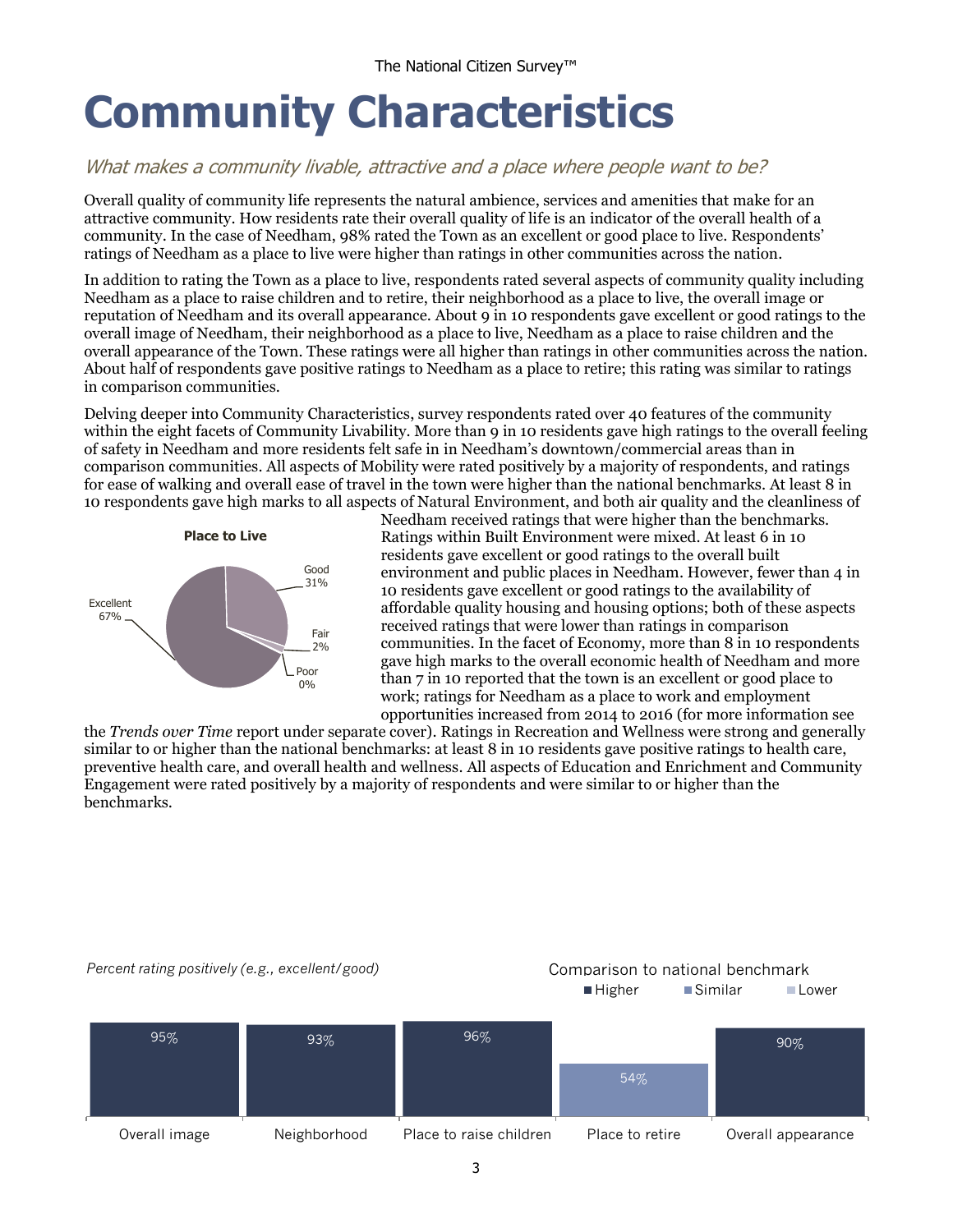# Community Characteristics

*What makes a community livable, attractive and a place where people want to be?*

Overall quality of community life represents the natural ambience, services and amenities that make for an attractive community. How residents rate their overall quality of life is an indicator of the overall health of a community. In the case of Needham, 98% rated the Town as an excellent or good place to live. Respondents' ratings of Needham as a place to live were higher than ratings in other communities across the nation.

In addition to rating the Town as a place to live, respondents rated several aspects of community quality including Needham as a place to raise children and to retire, their neighborhood as a place to live, the overall image or reputation of Needham and its overall appearance. About 9 in 10 respondents gave excellent or good ratings to the overall image of Needham, their neighborhood as a place to live, Needham as a place to raise children and the overall appearance of the Town. These ratings were all higher than ratings in other communities across the nation. About half of respondents gave positive ratings to Needham as a place to retire; this rating was similar to ratings in comparison communities.

Delving deeper into Community Characteristics, survey respondents rated over 40 features of the community within the eight facets of Community Livability. More than 9 in 10 residents gave high ratings to the overall feeling of safety in Needham and more residents felt safe in in Needham's downtown/commercial areas than in comparison communities. All aspects of Mobility were rated positively by a majority of respondents, and ratings for ease of walking and overall ease of travel in the town were higher than the national benchmarks. At least 8 in 10 respondents gave high marks to all aspects of Natural Environment, and both air quality and the cleanliness of Needham received ratings that were higher than the benchmarks. Ratings within Built Environment were mixed. At least 6 in 10 residents gave excellent or good ratings to the overall built environment and public places in Needham. However, fewer than 4 in 10 residents gave excellent or good ratings to the availability of affordable quality housing and housing options; both of these aspects received ratings that were lower than ratings in comparison communities. In the facet of Economy, more than 8 in 10 respondents gave high marks to the overall economic health of Needham and more than 7 in 10 reported that the town is an excellent or good place to work; ratings for Needham as a place to work and employment opportunities increased from 2014 to 2016 (for more information see the *Trends over Time* report under separate cover). Ratings in Recreation and Wellness were strong and generally similar to or higher than the national benchmarks: at least 8 in 10 residents gave positive ratings to health care, preventive health care, and overall health and wellness. All aspects of Education and Enrichment and Community Engagement were rated positively by a majority of respondents and were similar to or higher than the benchmarks.

**Place to Live**

| Rating | Percent |
|---|---|
| Excellent | 67% |
| Good | 31% |
| Fair | 2% |
| Poor | 0% |

*Percent rating positively (e.g., excellent/good)*

Comparison to national benchmark: Higher / Similar / Lower

| Aspect | Percent rating positively | Comparison to national benchmark |
|---|---|---|
| Overall image | 95% | Higher |
| Neighborhood | 93% | Higher |
| Place to raise children | 96% | Higher |
| Place to retire | 54% | Similar |
| Overall appearance | 90% | Higher |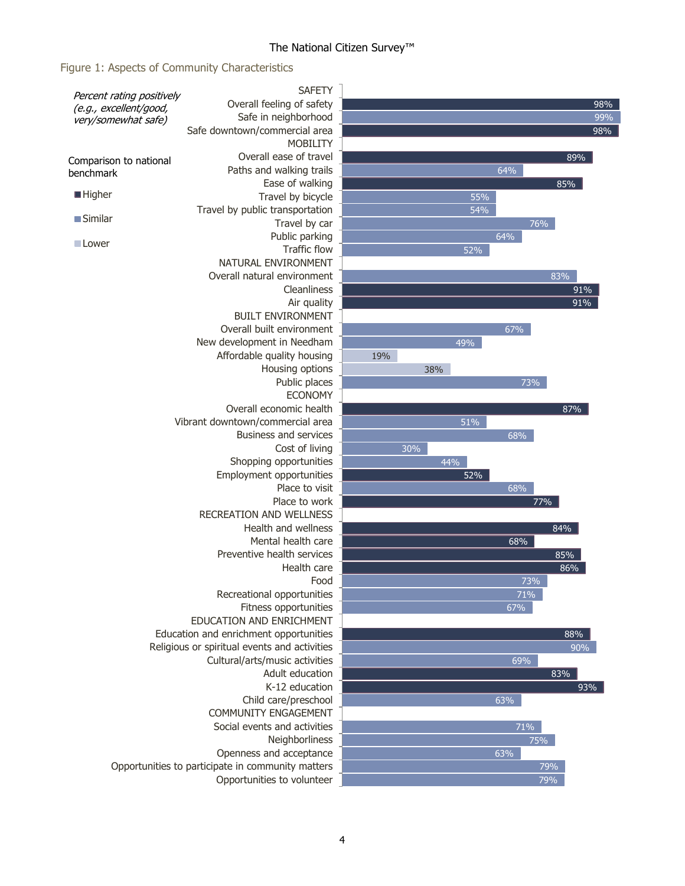## Figure 1: Aspects of Community Characteristics

*Percent rating positively (e.g., excellent/good, very/somewhat safe)*

Comparison to national benchmark: Higher / Similar / Lower

| Category / Item | Percent | Comparison to national benchmark |
|---|---|---|
| **SAFETY** | | |
| Overall feeling of safety | 98% | Higher |
| Safe in neighborhood | 99% | Similar |
| Safe downtown/commercial area | 98% | Higher |
| **MOBILITY** | | |
| Overall ease of travel | 89% | Higher |
| Paths and walking trails | 64% | Similar |
| Ease of walking | 85% | Higher |
| Travel by bicycle | 55% | Similar |
| Travel by public transportation | 54% | Similar |
| Travel by car | 76% | Similar |
| Public parking | 64% | Similar |
| Traffic flow | 52% | Similar |
| **NATURAL ENVIRONMENT** | | |
| Overall natural environment | 83% | Similar |
| Cleanliness | 91% | Higher |
| Air quality | 91% | Higher |
| **BUILT ENVIRONMENT** | | |
| Overall built environment | 67% | Similar |
| New development in Needham | 49% | Similar |
| Affordable quality housing | 19% | Lower |
| Housing options | 38% | Lower |
| Public places | 73% | Similar |
| **ECONOMY** | | |
| Overall economic health | 87% | Higher |
| Vibrant downtown/commercial area | 51% | Similar |
| Business and services | 68% | Similar |
| Cost of living | 30% | Similar |
| Shopping opportunities | 44% | Similar |
| Employment opportunities | 52% | Higher |
| Place to visit | 68% | Similar |
| Place to work | 77% | Higher |
| **RECREATION AND WELLNESS** | | |
| Health and wellness | 84% | Higher |
| Mental health care | 68% | Higher |
| Preventive health services | 85% | Higher |
| Health care | 86% | Higher |
| Food | 73% | Similar |
| Recreational opportunities | 71% | Similar |
| Fitness opportunities | 67% | Similar |
| **EDUCATION AND ENRICHMENT** | | |
| Education and enrichment opportunities | 88% | Higher |
| Religious or spiritual events and activities | 90% | Similar |
| Cultural/arts/music activities | 69% | Similar |
| Adult education | 83% | Higher |
| K-12 education | 93% | Higher |
| Child care/preschool | 63% | Similar |
| **COMMUNITY ENGAGEMENT** | | |
| Social events and activities | 71% | Similar |
| Neighborliness | 75% | Similar |
| Openness and acceptance | 63% | Similar |
| Opportunities to participate in community matters | 79% | Similar |
| Opportunities to volunteer | 79% | Similar |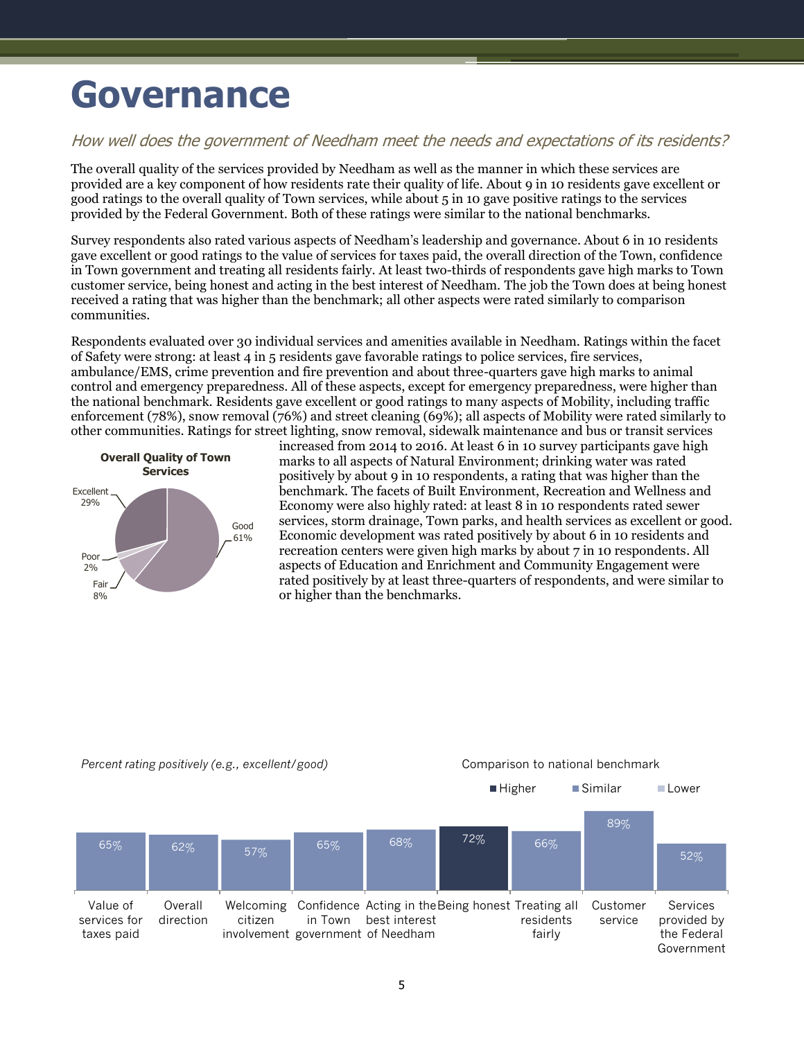# Governance

*How well does the government of Needham meet the needs and expectations of its residents?*

The overall quality of the services provided by Needham as well as the manner in which these services are provided are a key component of how residents rate their quality of life. About 9 in 10 residents gave excellent or good ratings to the overall quality of Town services, while about 5 in 10 gave positive ratings to the services provided by the Federal Government. Both of these ratings were similar to the national benchmarks.

Survey respondents also rated various aspects of Needham's leadership and governance. About 6 in 10 residents gave excellent or good ratings to the value of services for taxes paid, the overall direction of the Town, confidence in Town government and treating all residents fairly. At least two-thirds of respondents gave high marks to Town customer service, being honest and acting in the best interest of Needham. The job the Town does at being honest received a rating that was higher than the benchmark; all other aspects were rated similarly to comparison communities.

Respondents evaluated over 30 individual services and amenities available in Needham. Ratings within the facet of Safety were strong: at least 4 in 5 residents gave favorable ratings to police services, fire services, ambulance/EMS, crime prevention and fire prevention and about three-quarters gave high marks to animal control and emergency preparedness. All of these aspects, except for emergency preparedness, were higher than the national benchmark. Residents gave excellent or good ratings to many aspects of Mobility, including traffic enforcement (78%), snow removal (76%) and street cleaning (69%); all aspects of Mobility were rated similarly to other communities. Ratings for street lighting, snow removal, sidewalk maintenance and bus or transit services increased from 2014 to 2016. At least 6 in 10 survey participants gave high marks to all aspects of Natural Environment; drinking water was rated positively by about 9 in 10 respondents, a rating that was higher than the benchmark. The facets of Built Environment, Recreation and Wellness and Economy were also highly rated: at least 8 in 10 respondents rated sewer services, storm drainage, Town parks, and health services as excellent or good. Economic development was rated positively by about 6 in 10 residents and recreation centers were given high marks by about 7 in 10 respondents. All aspects of Education and Enrichment and Community Engagement were rated positively by at least three-quarters of respondents, and were similar to or higher than the benchmarks.

**Overall Quality of Town Services**

| Rating | Percent |
|---|---|
| Excellent | 29% |
| Good | 61% |
| Fair | 8% |
| Poor | 2% |

*Percent rating positively (e.g., excellent/good)*

Comparison to national benchmark: Higher / Similar / Lower

| Aspect | Percent rating positively | Comparison to national benchmark |
|---|---|---|
| Value of services for taxes paid | 65% | Similar |
| Overall direction | 62% | Similar |
| Welcoming citizen involvement | 57% | Similar |
| Confidence in Town government | 65% | Similar |
| Acting in the best interest of Needham | 68% | Similar |
| Being honest | 72% | Higher |
| Treating all residents fairly | 66% | Similar |
| Customer service | 89% | Similar |
| Services provided by the Federal Government | 52% | Similar |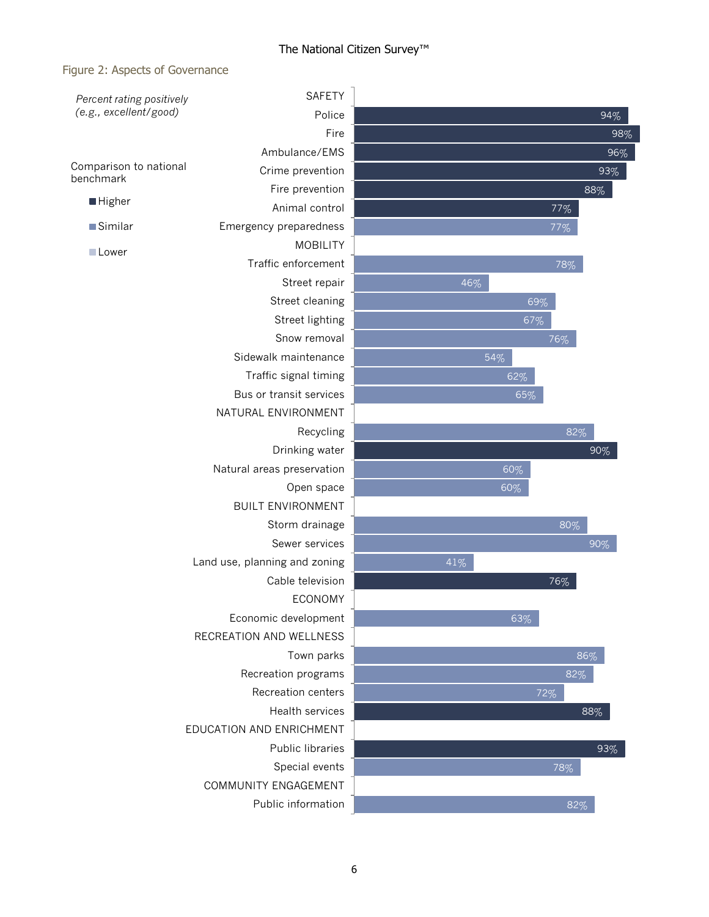## Figure 2: Aspects of Governance

*Percent rating positively (e.g., excellent/good)*

Comparison to national benchmark

- Higher
- Similar
- Lower

| Category / Aspect | Percent rating positively | Comparison to national benchmark |
|---|---|---|
| **SAFETY** | | |
| Police | 94% | Higher |
| Fire | 98% | Higher |
| Ambulance/EMS | 96% | Higher |
| Crime prevention | 93% | Higher |
| Fire prevention | 88% | Higher |
| Animal control | 77% | Higher |
| Emergency preparedness | 77% | Similar |
| **MOBILITY** | | |
| Traffic enforcement | 78% | Similar |
| Street repair | 46% | Similar |
| Street cleaning | 69% | Similar |
| Street lighting | 67% | Similar |
| Snow removal | 76% | Similar |
| Sidewalk maintenance | 54% | Similar |
| Traffic signal timing | 62% | Similar |
| Bus or transit services | 65% | Similar |
| **NATURAL ENVIRONMENT** | | |
| Recycling | 82% | Similar |
| Drinking water | 90% | Higher |
| Natural areas preservation | 60% | Similar |
| Open space | 60% | Similar |
| **BUILT ENVIRONMENT** | | |
| Storm drainage | 80% | Similar |
| Sewer services | 90% | Similar |
| Land use, planning and zoning | 41% | Similar |
| Cable television | 76% | Higher |
| **ECONOMY** | | |
| Economic development | 63% | Similar |
| **RECREATION AND WELLNESS** | | |
| Town parks | 86% | Similar |
| Recreation programs | 82% | Similar |
| Recreation centers | 72% | Similar |
| Health services | 88% | Higher |
| **EDUCATION AND ENRICHMENT** | | |
| Public libraries | 93% | Higher |
| Special events | 78% | Similar |
| **COMMUNITY ENGAGEMENT** | | |
| Public information | 82% | Similar |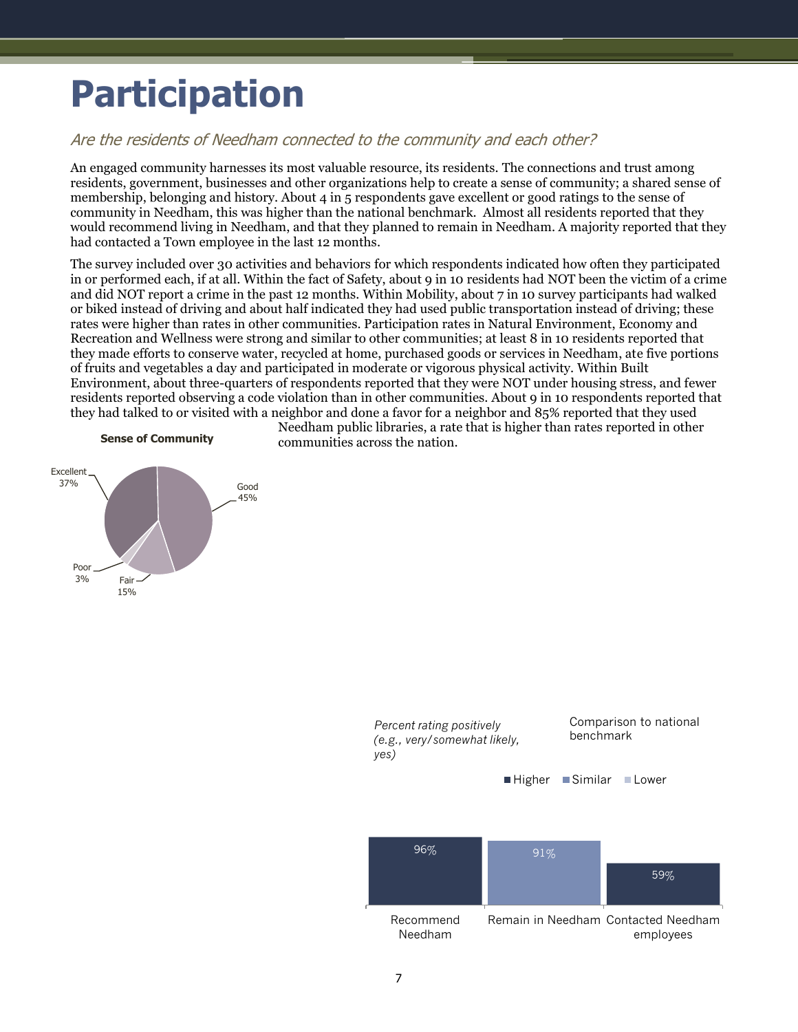# Participation

*Are the residents of Needham connected to the community and each other?*

An engaged community harnesses its most valuable resource, its residents. The connections and trust among residents, government, businesses and other organizations help to create a sense of community; a shared sense of membership, belonging and history. About 4 in 5 respondents gave excellent or good ratings to the sense of community in Needham, this was higher than the national benchmark. Almost all residents reported that they would recommend living in Needham, and that they planned to remain in Needham. A majority reported that they had contacted a Town employee in the last 12 months.

The survey included over 30 activities and behaviors for which respondents indicated how often they participated in or performed each, if at all. Within the fact of Safety, about 9 in 10 residents had NOT been the victim of a crime and did NOT report a crime in the past 12 months. Within Mobility, about 7 in 10 survey participants had walked or biked instead of driving and about half indicated they had used public transportation instead of driving; these rates were higher than rates in other communities. Participation rates in Natural Environment, Economy and Recreation and Wellness were strong and similar to other communities; at least 8 in 10 residents reported that they made efforts to conserve water, recycled at home, purchased goods or services in Needham, ate five portions of fruits and vegetables a day and participated in moderate or vigorous physical activity. Within Built Environment, about three-quarters of respondents reported that they were NOT under housing stress, and fewer residents reported observing a code violation than in other communities. About 9 in 10 respondents reported that they had talked to or visited with a neighbor and done a favor for a neighbor and 85% reported that they used Needham public libraries, a rate that is higher than rates reported in other communities across the nation.

**Sense of Community**

| Rating | Percent |
|---|---|
| Excellent | 37% |
| Good | 45% |
| Fair | 15% |
| Poor | 3% |

*Percent rating positively (e.g., very/somewhat likely, yes)*

Comparison to national benchmark: Higher / Similar / Lower

| Item | Percent | Comparison to national benchmark |
|---|---|---|
| Recommend Needham | 96% | Higher |
| Remain in Needham | 91% | Similar |
| Contacted Needham employees | 59% | Higher |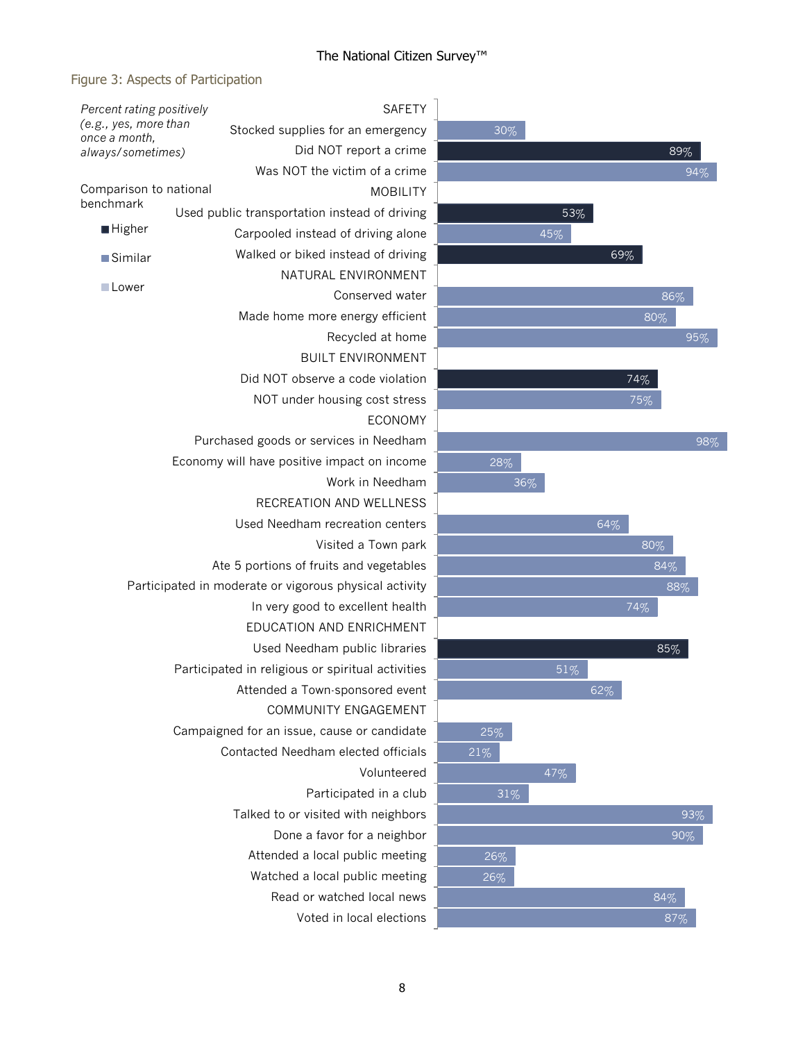## Figure 3: Aspects of Participation

*Percent rating positively (e.g., yes, more than once a month, always/sometimes)*

Comparison to national benchmark: Higher / Similar / Lower

| Category / Item | Percent | Comparison to national benchmark |
| --- | --- | --- |
| **SAFETY** | | |
| Stocked supplies for an emergency | 30% | Similar |
| Did NOT report a crime | 89% | Higher |
| Was NOT the victim of a crime | 94% | Similar |
| **MOBILITY** | | |
| Used public transportation instead of driving | 53% | Higher |
| Carpooled instead of driving alone | 45% | Similar |
| Walked or biked instead of driving | 69% | Higher |
| **NATURAL ENVIRONMENT** | | |
| Conserved water | 86% | Similar |
| Made home more energy efficient | 80% | Similar |
| Recycled at home | 95% | Similar |
| **BUILT ENVIRONMENT** | | |
| Did NOT observe a code violation | 74% | Higher |
| NOT under housing cost stress | 75% | Similar |
| **ECONOMY** | | |
| Purchased goods or services in Needham | 98% | Similar |
| Economy will have positive impact on income | 28% | Similar |
| Work in Needham | 36% | Similar |
| **RECREATION AND WELLNESS** | | |
| Used Needham recreation centers | 64% | Similar |
| Visited a Town park | 80% | Similar |
| Ate 5 portions of fruits and vegetables | 84% | Similar |
| Participated in moderate or vigorous physical activity | 88% | Similar |
| In very good to excellent health | 74% | Similar |
| **EDUCATION AND ENRICHMENT** | | |
| Used Needham public libraries | 85% | Higher |
| Participated in religious or spiritual activities | 51% | Similar |
| Attended a Town-sponsored event | 62% | Similar |
| **COMMUNITY ENGAGEMENT** | | |
| Campaigned for an issue, cause or candidate | 25% | Similar |
| Contacted Needham elected officials | 21% | Similar |
| Volunteered | 47% | Similar |
| Participated in a club | 31% | Similar |
| Talked to or visited with neighbors | 93% | Similar |
| Done a favor for a neighbor | 90% | Similar |
| Attended a local public meeting | 26% | Similar |
| Watched a local public meeting | 26% | Similar |
| Read or watched local news | 84% | Similar |
| Voted in local elections | 87% | Similar |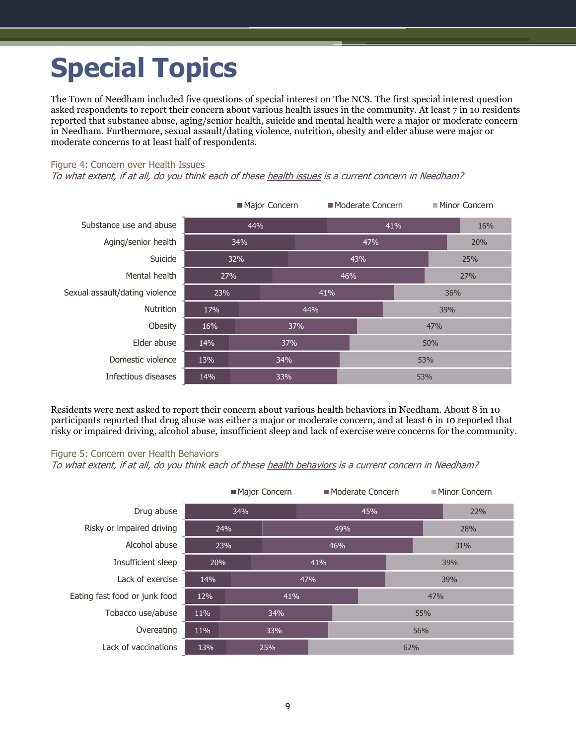# Special Topics

The Town of Needham included five questions of special interest on The NCS. The first special interest question asked respondents to report their concern about various health issues in the community. At least 7 in 10 residents reported that substance abuse, aging/senior health, suicide and mental health were a major or moderate concern in Needham. Furthermore, sexual assault/dating violence, nutrition, obesity and elder abuse were major or moderate concerns to at least half of respondents.

Figure 4: Concern over Health Issues

*To what extent, if at all, do you think each of these health issues is a current concern in Needham?*

| | Major Concern | Moderate Concern | Minor Concern |
|---|---|---|---|
| Substance use and abuse | 44% | 41% | 16% |
| Aging/senior health | 34% | 47% | 20% |
| Suicide | 32% | 43% | 25% |
| Mental health | 27% | 46% | 27% |
| Sexual assault/dating violence | 23% | 41% | 36% |
| Nutrition | 17% | 44% | 39% |
| Obesity | 16% | 37% | 47% |
| Elder abuse | 14% | 37% | 50% |
| Domestic violence | 13% | 34% | 53% |
| Infectious diseases | 14% | 33% | 53% |

Residents were next asked to report their concern about various health behaviors in Needham. About 8 in 10 participants reported that drug abuse was either a major or moderate concern, and at least 6 in 10 reported that risky or impaired driving, alcohol abuse, insufficient sleep and lack of exercise were concerns for the community.

Figure 5: Concern over Health Behaviors

*To what extent, if at all, do you think each of these health behaviors is a current concern in Needham?*

| | Major Concern | Moderate Concern | Minor Concern |
|---|---|---|---|
| Drug abuse | 34% | 45% | 22% |
| Risky or impaired driving | 24% | 49% | 28% |
| Alcohol abuse | 23% | 46% | 31% |
| Insufficient sleep | 20% | 41% | 39% |
| Lack of exercise | 14% | 47% | 39% |
| Eating fast food or junk food | 12% | 41% | 47% |
| Tobacco use/abuse | 11% | 34% | 55% |
| Overeating | 11% | 33% | 56% |
| Lack of vaccinations | 13% | 25% | 62% |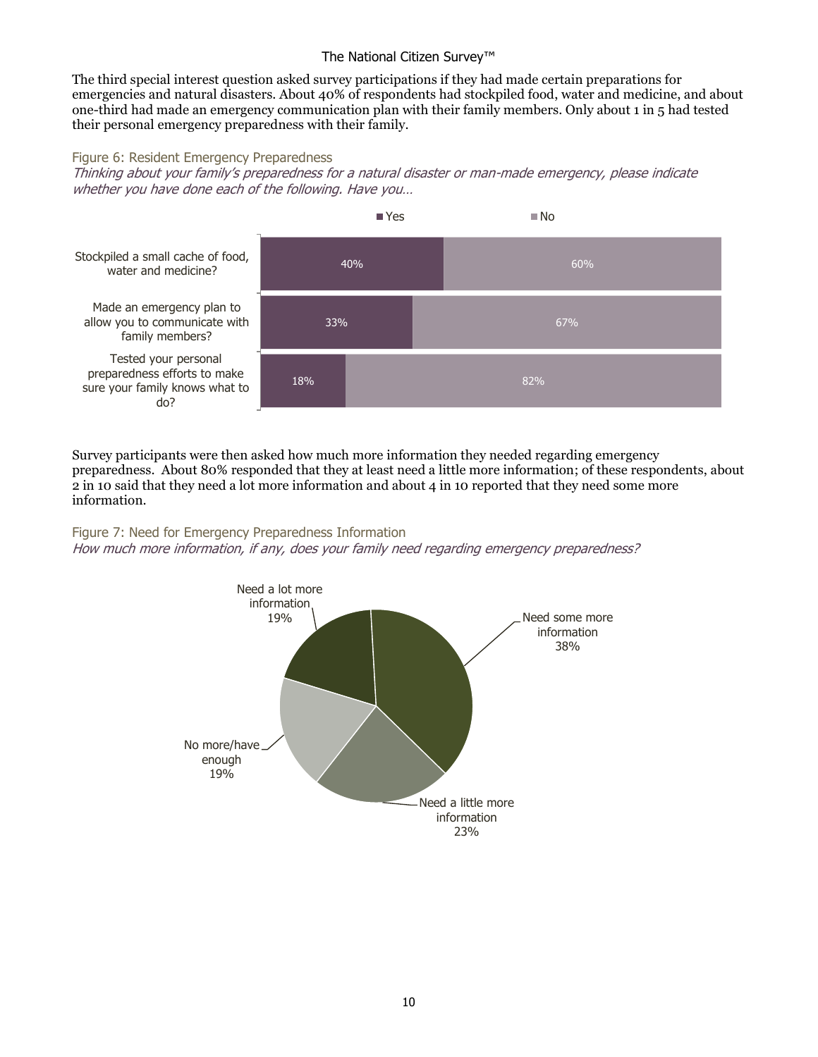The third special interest question asked survey participations if they had made certain preparations for emergencies and natural disasters. About 40% of respondents had stockpiled food, water and medicine, and about one-third had made an emergency communication plan with their family members. Only about 1 in 5 had tested their personal emergency preparedness with their family.

Figure 6: Resident Emergency Preparedness

*Thinking about your family's preparedness for a natural disaster or man-made emergency, please indicate whether you have done each of the following. Have you…*

| | Yes | No |
|---|---|---|
| Stockpiled a small cache of food, water and medicine? | 40% | 60% |
| Made an emergency plan to allow you to communicate with family members? | 33% | 67% |
| Tested your personal preparedness efforts to make sure your family knows what to do? | 18% | 82% |

Survey participants were then asked how much more information they needed regarding emergency preparedness. About 80% responded that they at least need a little more information; of these respondents, about 2 in 10 said that they need a lot more information and about 4 in 10 reported that they need some more information.

Figure 7: Need for Emergency Preparedness Information

*How much more information, if any, does your family need regarding emergency preparedness?*

| Response | Percent |
|---|---|
| Need a lot more information | 19% |
| Need some more information | 38% |
| Need a little more information | 23% |
| No more/have enough | 19% |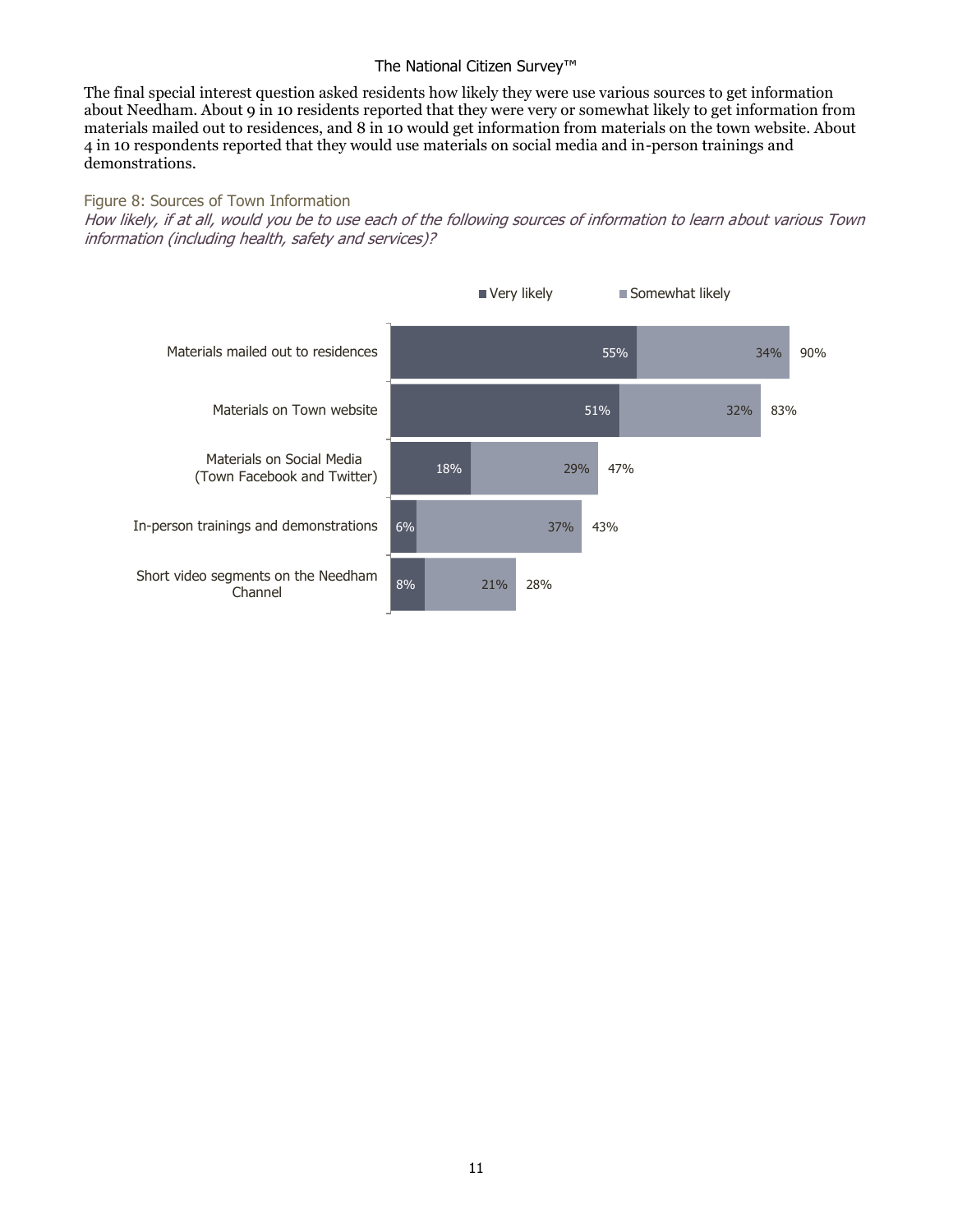The final special interest question asked residents how likely they were use various sources to get information about Needham. About 9 in 10 residents reported that they were very or somewhat likely to get information from materials mailed out to residences, and 8 in 10 would get information from materials on the town website. About 4 in 10 respondents reported that they would use materials on social media and in-person trainings and demonstrations.

Figure 8: Sources of Town Information

*How likely, if at all, would you be to use each of the following sources of information to learn about various Town information (including health, safety and services)?*

| Source | Very likely | Somewhat likely | Total |
|---|---|---|---|
| Materials mailed out to residences | 55% | 34% | 90% |
| Materials on Town website | 51% | 32% | 83% |
| Materials on Social Media (Town Facebook and Twitter) | 18% | 29% | 47% |
| In-person trainings and demonstrations | 6% | 37% | 43% |
| Short video segments on the Needham Channel | 8% | 21% | 28% |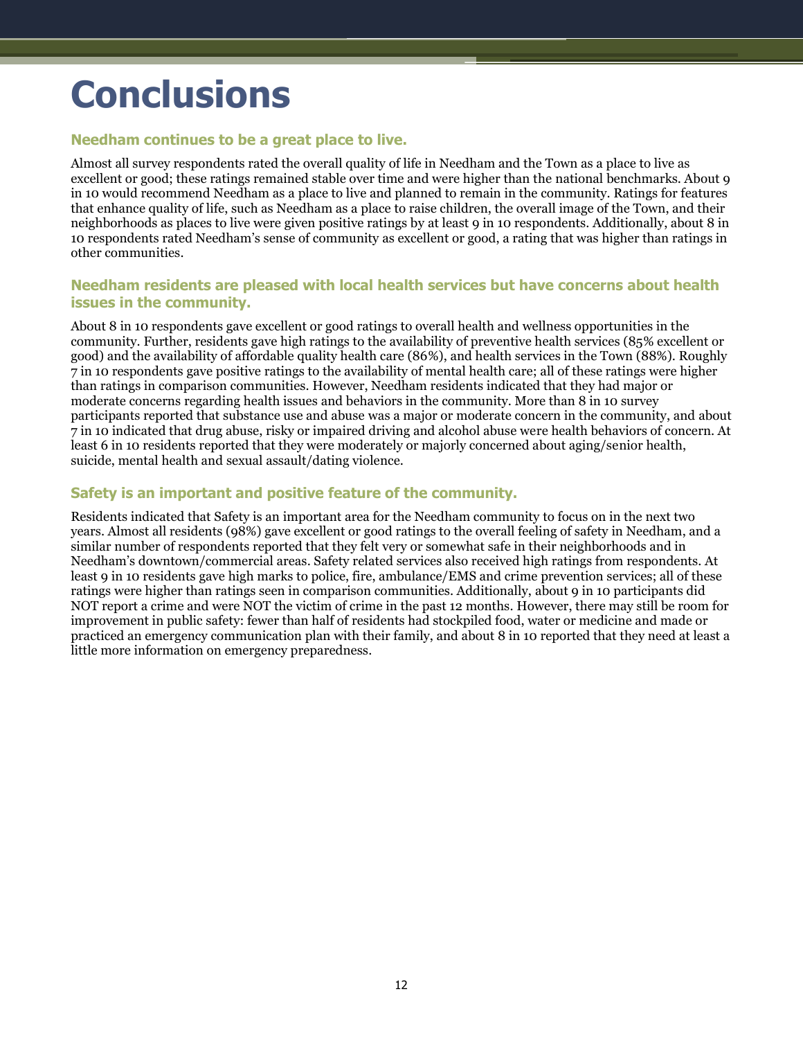# Conclusions

## Needham continues to be a great place to live.

Almost all survey respondents rated the overall quality of life in Needham and the Town as a place to live as excellent or good; these ratings remained stable over time and were higher than the national benchmarks. About 9 in 10 would recommend Needham as a place to live and planned to remain in the community. Ratings for features that enhance quality of life, such as Needham as a place to raise children, the overall image of the Town, and their neighborhoods as places to live were given positive ratings by at least 9 in 10 respondents. Additionally, about 8 in 10 respondents rated Needham's sense of community as excellent or good, a rating that was higher than ratings in other communities.

## Needham residents are pleased with local health services but have concerns about health issues in the community.

About 8 in 10 respondents gave excellent or good ratings to overall health and wellness opportunities in the community. Further, residents gave high ratings to the availability of preventive health services (85% excellent or good) and the availability of affordable quality health care (86%), and health services in the Town (88%). Roughly 7 in 10 respondents gave positive ratings to the availability of mental health care; all of these ratings were higher than ratings in comparison communities. However, Needham residents indicated that they had major or moderate concerns regarding health issues and behaviors in the community. More than 8 in 10 survey participants reported that substance use and abuse was a major or moderate concern in the community, and about 7 in 10 indicated that drug abuse, risky or impaired driving and alcohol abuse were health behaviors of concern. At least 6 in 10 residents reported that they were moderately or majorly concerned about aging/senior health, suicide, mental health and sexual assault/dating violence.

## Safety is an important and positive feature of the community.

Residents indicated that Safety is an important area for the Needham community to focus on in the next two years. Almost all residents (98%) gave excellent or good ratings to the overall feeling of safety in Needham, and a similar number of respondents reported that they felt very or somewhat safe in their neighborhoods and in Needham's downtown/commercial areas. Safety related services also received high ratings from respondents. At least 9 in 10 residents gave high marks to police, fire, ambulance/EMS and crime prevention services; all of these ratings were higher than ratings seen in comparison communities. Additionally, about 9 in 10 participants did NOT report a crime and were NOT the victim of crime in the past 12 months. However, there may still be room for improvement in public safety: fewer than half of residents had stockpiled food, water or medicine and made or practiced an emergency communication plan with their family, and about 8 in 10 reported that they need at least a little more information on emergency preparedness.